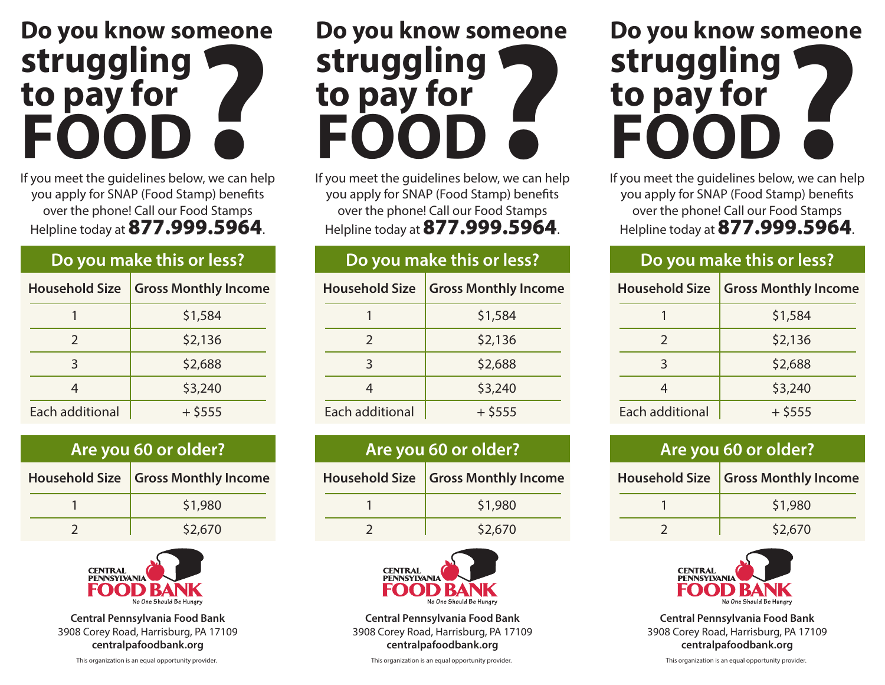# Do you know someone struggling to pay for FOOD?

If you meet the guidelines below, we can help you apply for SNAP (Food Stamp) benefits over the phone! Call our Food Stamps Helpline today at **877.999.5964**.

## Do you make this or less?

| Household Size | Gross Monthly Income |
|---|---|
| 1 | $1,584 |
| 2 | $2,136 |
| 3 | $2,688 |
| 4 | $3,240 |
| Each additional | + $555 |

## Are you 60 or older?

| Household Size | Gross Monthly Income |
|---|---|
| 1 | $1,980 |
| 2 | $2,670 |

CENTRAL PENNSYLVANIA FOOD BANK
No One Should Be Hungry

**Central Pennsylvania Food Bank**
3908 Corey Road, Harrisburg, PA 17109
**centralpafoodbank.org**

This organization is an equal opportunity provider.

# Do you know someone struggling to pay for FOOD?

If you meet the guidelines below, we can help you apply for SNAP (Food Stamp) benefits over the phone! Call our Food Stamps Helpline today at **877.999.5964**.

## Do you make this or less?

| Household Size | Gross Monthly Income |
|---|---|
| 1 | $1,584 |
| 2 | $2,136 |
| 3 | $2,688 |
| 4 | $3,240 |
| Each additional | + $555 |

## Are you 60 or older?

| Household Size | Gross Monthly Income |
|---|---|
| 1 | $1,980 |
| 2 | $2,670 |

CENTRAL PENNSYLVANIA FOOD BANK
No One Should Be Hungry

**Central Pennsylvania Food Bank**
3908 Corey Road, Harrisburg, PA 17109
**centralpafoodbank.org**

This organization is an equal opportunity provider.

# Do you know someone struggling to pay for FOOD?

If you meet the guidelines below, we can help you apply for SNAP (Food Stamp) benefits over the phone! Call our Food Stamps Helpline today at **877.999.5964**.

## Do you make this or less?

| Household Size | Gross Monthly Income |
|---|---|
| 1 | $1,584 |
| 2 | $2,136 |
| 3 | $2,688 |
| 4 | $3,240 |
| Each additional | + $555 |

## Are you 60 or older?

| Household Size | Gross Monthly Income |
|---|---|
| 1 | $1,980 |
| 2 | $2,670 |

CENTRAL PENNSYLVANIA FOOD BANK
No One Should Be Hungry

**Central Pennsylvania Food Bank**
3908 Corey Road, Harrisburg, PA 17109
**centralpafoodbank.org**

This organization is an equal opportunity provider.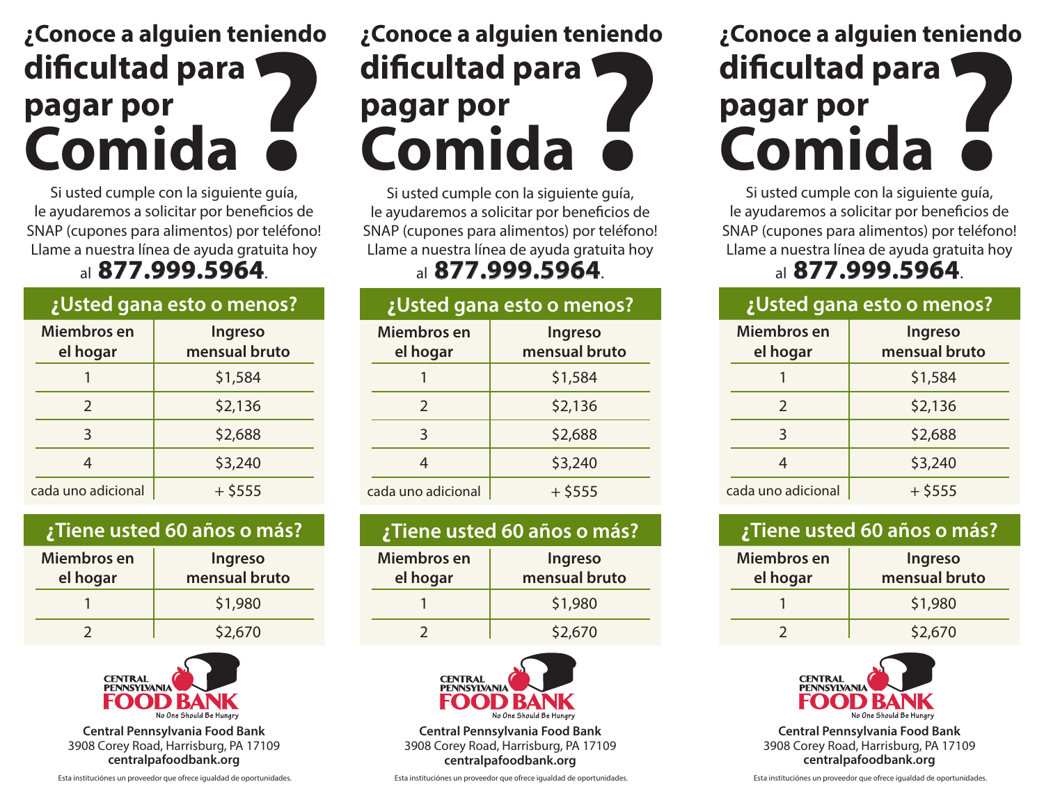# ¿Conoce a alguien teniendo dificultad para pagar por Comida?

Si usted cumple con la siguiente guía, le ayudaremos a solicitar por beneficios de SNAP (cupones para alimentos) por teléfono! Llame a nuestra línea de ayuda gratuita hoy al **877.999.5964**.

## ¿Usted gana esto o menos?

| Miembros en el hogar | Ingreso mensual bruto |
|---|---|
| 1 | $1,584 |
| 2 | $2,136 |
| 3 | $2,688 |
| 4 | $3,240 |
| cada uno adicional | + $555 |

## ¿Tiene usted 60 años o más?

| Miembros en el hogar | Ingreso mensual bruto |
|---|---|
| 1 | $1,980 |
| 2 | $2,670 |

CENTRAL PENNSYLVANIA FOOD BANK
No One Should Be Hungry

**Central Pennsylvania Food Bank**
3908 Corey Road, Harrisburg, PA 17109
**centralpafoodbank.org**

Esta instituciónes un proveedor que ofrece igualdad de oportunidades.

# ¿Conoce a alguien teniendo dificultad para pagar por Comida?

Si usted cumple con la siguiente guía, le ayudaremos a solicitar por beneficios de SNAP (cupones para alimentos) por teléfono! Llame a nuestra línea de ayuda gratuita hoy al **877.999.5964**.

## ¿Usted gana esto o menos?

| Miembros en el hogar | Ingreso mensual bruto |
|---|---|
| 1 | $1,584 |
| 2 | $2,136 |
| 3 | $2,688 |
| 4 | $3,240 |
| cada uno adicional | + $555 |

## ¿Tiene usted 60 años o más?

| Miembros en el hogar | Ingreso mensual bruto |
|---|---|
| 1 | $1,980 |
| 2 | $2,670 |

CENTRAL PENNSYLVANIA FOOD BANK
No One Should Be Hungry

**Central Pennsylvania Food Bank**
3908 Corey Road, Harrisburg, PA 17109
**centralpafoodbank.org**

Esta instituciónes un proveedor que ofrece igualdad de oportunidades.

# ¿Conoce a alguien teniendo dificultad para pagar por Comida?

Si usted cumple con la siguiente guía, le ayudaremos a solicitar por beneficios de SNAP (cupones para alimentos) por teléfono! Llame a nuestra línea de ayuda gratuita hoy al **877.999.5964**.

## ¿Usted gana esto o menos?

| Miembros en el hogar | Ingreso mensual bruto |
|---|---|
| 1 | $1,584 |
| 2 | $2,136 |
| 3 | $2,688 |
| 4 | $3,240 |
| cada uno adicional | + $555 |

## ¿Tiene usted 60 años o más?

| Miembros en el hogar | Ingreso mensual bruto |
|---|---|
| 1 | $1,980 |
| 2 | $2,670 |

CENTRAL PENNSYLVANIA FOOD BANK
No One Should Be Hungry

**Central Pennsylvania Food Bank**
3908 Corey Road, Harrisburg, PA 17109
**centralpafoodbank.org**

Esta instituciónes un proveedor que ofrece igualdad de oportunidades.